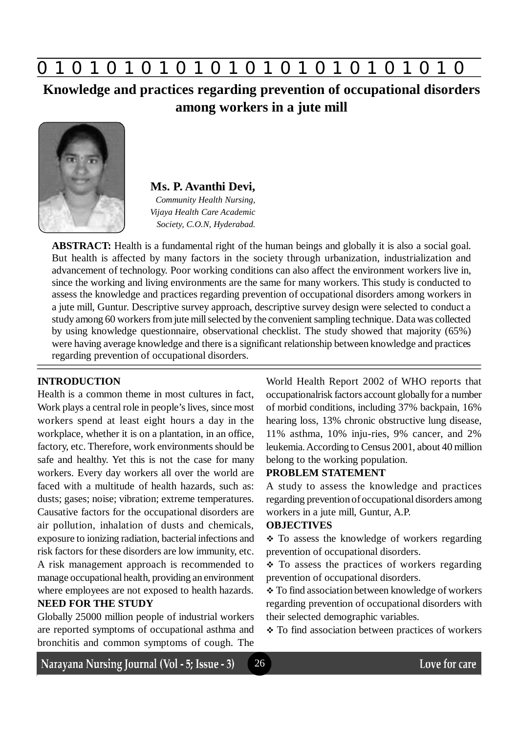0 1 0 1 0 1 0 1 0 1 0 1 0 1 0 1 0 1 0 1 0 1 0 1 0

# Knowledge and practices regarding prevention of occupational disorders among workers in a jute mill

**Ms. P. Avanthi Devi,**
*Community Health Nursing, Vijaya Health Care Academic Society, C.O.N, Hyderabad.*

**ABSTRACT:** Health is a fundamental right of the human beings and globally it is also a social goal. But health is affected by many factors in the society through urbanization, industrialization and advancement of technology. Poor working conditions can also affect the environment workers live in, since the working and living environments are the same for many workers. This study is conducted to assess the knowledge and practices regarding prevention of occupational disorders among workers in a jute mill, Guntur. Descriptive survey approach, descriptive survey design were selected to conduct a study among 60 workers from jute mill selected by the convenient sampling technique. Data was collected by using knowledge questionnaire, observational checklist. The study showed that majority (65%) were having average knowledge and there is a significant relationship between knowledge and practices regarding prevention of occupational disorders.

## INTRODUCTION

Health is a common theme in most cultures in fact, Work plays a central role in people's lives, since most workers spend at least eight hours a day in the workplace, whether it is on a plantation, in an office, factory, etc. Therefore, work environments should be safe and healthy. Yet this is not the case for many workers. Every day workers all over the world are faced with a multitude of health hazards, such as: dusts; gases; noise; vibration; extreme temperatures. Causative factors for the occupational disorders are air pollution, inhalation of dusts and chemicals, exposure to ionizing radiation, bacterial infections and risk factors for these disorders are low immunity, etc. A risk management approach is recommended to manage occupational health, providing an environment where employees are not exposed to health hazards.

## NEED FOR THE STUDY

Globally 25000 million people of industrial workers are reported symptoms of occupational asthma and bronchitis and common symptoms of cough. The World Health Report 2002 of WHO reports that occupationalrisk factors account globally for a number of morbid conditions, including 37% backpain, 16% hearing loss, 13% chronic obstructive lung disease, 11% asthma, 10% inju-ries, 9% cancer, and 2% leukemia. According to Census 2001, about 40 million belong to the working population.

## PROBLEM STATEMENT

A study to assess the knowledge and practices regarding prevention of occupational disorders among workers in a jute mill, Guntur, A.P.

## OBJECTIVES

- To assess the knowledge of workers regarding prevention of occupational disorders.
- To assess the practices of workers regarding prevention of occupational disorders.
- To find association between knowledge of workers regarding prevention of occupational disorders with their selected demographic variables.
- To find association between practices of workers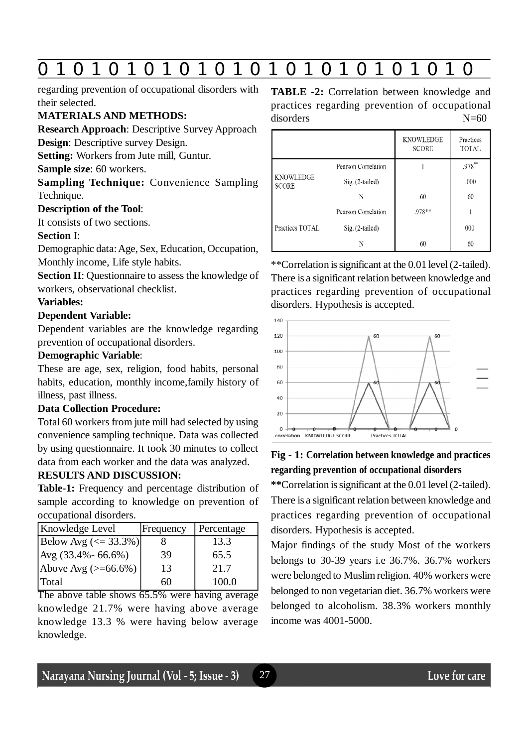regarding prevention of occupational disorders with their selected.

**MATERIALS AND METHODS:**

**Research Approach**: Descriptive Survey Approach

**Design**: Descriptive survey Design.

**Setting:** Workers from Jute mill, Guntur.

**Sample size**: 60 workers.

**Sampling Technique:** Convenience Sampling Technique.

**Description of the Tool**:

It consists of two sections.

**Section** I:

Demographic data: Age, Sex, Education, Occupation, Monthly income, Life style habits.

**Section II**: Questionnaire to assess the knowledge of workers, observational checklist.

**Variables:**

**Dependent Variable:**

Dependent variables are the knowledge regarding prevention of occupational disorders.

**Demographic Variable**:

These are age, sex, religion, food habits, personal habits, education, monthly income,family history of illness, past illness.

**Data Collection Procedure:**

Total 60 workers from jute mill had selected by using convenience sampling technique. Data was collected by using questionnaire. It took 30 minutes to collect data from each worker and the data was analyzed.

**RESULTS AND DISCUSSION:**

**Table-1:** Frequency and percentage distribution of sample according to knowledge on prevention of occupational disorders.

| Knowledge Level | Frequency | Percentage |
|---|---|---|
| Below Avg (<= 33.3%) | 8 | 13.3 |
| Avg (33.4%- 66.6%) | 39 | 65.5 |
| Above Avg (>=66.6%) | 13 | 21.7 |
| Total | 60 | 100.0 |

The above table shows 65.5% were having average knowledge 21.7% were having above average knowledge 13.3 % were having below average knowledge.

**TABLE -2:** Correlation between knowledge and practices regarding prevention of occupational disorders N=60

| | | KNOWLEDGE SCORE | Practices TOTAL |
|---|---|---|---|
| KNOWLEDGE SCORE | Pearson Correlation | 1 | .978** |
| | Sig. (2-tailed) | | .000 |
| | N | 60 | 60 |
| Practices TOTAL | Pearson Correlation | .978** | 1 |
| | Sig. (2-tailed) | | 000 |
| | N | 60 | 60 |

**Correlation is significant at the 0.01 level (2-tailed). There is a significant relation between knowledge and practices regarding prevention of occupational disorders. Hypothesis is accepted.

**Fig - 1: Correlation between knowledge and practices regarding prevention of occupational disorders**

**Correlation is significant at the 0.01 level (2-tailed). There is a significant relation between knowledge and practices regarding prevention of occupational disorders. Hypothesis is accepted.

Major findings of the study Most of the workers belongs to 30-39 years i.e 36.7%. 36.7% workers were belonged to Muslim religion. 40% workers were belonged to non vegetarian diet. 36.7% workers were belonged to alcoholism. 38.3% workers monthly income was 4001-5000.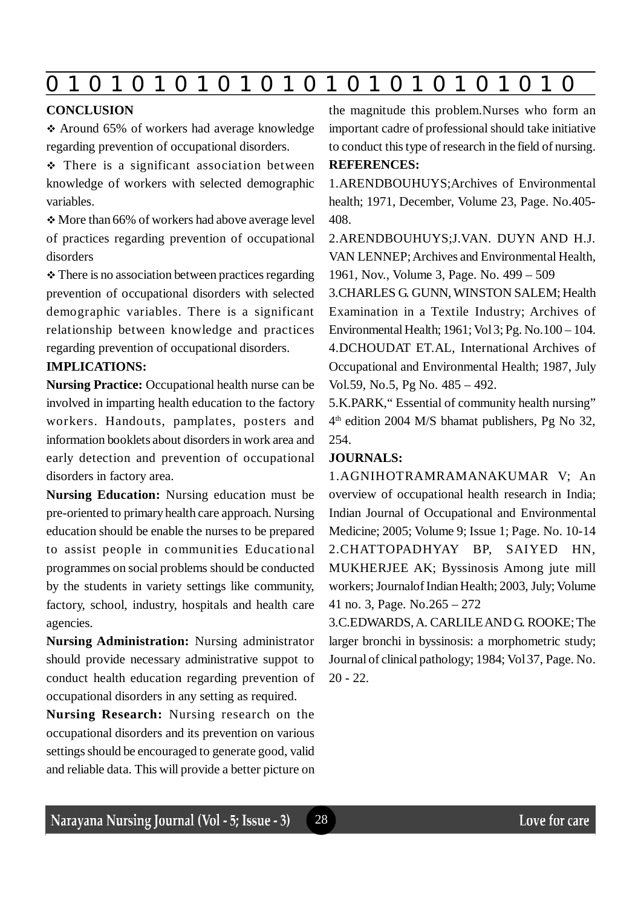**CONCLUSION**

- Around 65% of workers had average knowledge regarding prevention of occupational disorders.
- There is a significant association between knowledge of workers with selected demographic variables.
- More than 66% of workers had above average level of practices regarding prevention of occupational disorders
- There is no association between practices regarding prevention of occupational disorders with selected demographic variables. There is a significant relationship between knowledge and practices regarding prevention of occupational disorders.

**IMPLICATIONS:**

**Nursing Practice:** Occupational health nurse can be involved in imparting health education to the factory workers. Handouts, pamplates, posters and information booklets about disorders in work area and early detection and prevention of occupational disorders in factory area.

**Nursing Education:** Nursing education must be pre-oriented to primary health care approach. Nursing education should be enable the nurses to be prepared to assist people in communities Educational programmes on social problems should be conducted by the students in variety settings like community, factory, school, industry, hospitals and health care agencies.

**Nursing Administration:** Nursing administrator should provide necessary administrative suppot to conduct health education regarding prevention of occupational disorders in any setting as required.

**Narsing Research:** Nursing research on the occupational disorders and its prevention on various settings should be encouraged to generate good, valid and reliable data. This will provide a better picture on the magnitude this problem.Nurses who form an important cadre of professional should take initiative to conduct this type of research in the field of nursing.

**REFERENCES:**

1.ARENDBOUHUYS;Archives of Environmental health; 1971, December, Volume 23, Page. No.405-408.

2.ARENDBOUHUYS;J.VAN. DUYN AND H.J. VAN LENNEP; Archives and Environmental Health, 1961, Nov., Volume 3, Page. No. 499 – 509

3.CHARLES G. GUNN, WINSTON SALEM; Health Examination in a Textile Industry; Archives of Environmental Health; 1961; Vol 3; Pg. No.100 – 104.

4.DCHOUDAT ET.AL, International Archives of Occupational and Environmental Health; 1987, July Vol.59, No.5, Pg No. 485 – 492.

5.K.PARK,“ Essential of community health nursing” 4th edition 2004 M/S bhamat publishers, Pg No 32, 254.

**JOURNALS:**

1.AGNIHOTRAMRAMANAKUMAR V; An overview of occupational health research in India; Indian Journal of Occupational and Environmental Medicine; 2005; Volume 9; Issue 1; Page. No. 10-14

2.CHATTOPADHYAY BP, SAIYED HN, MUKHERJEE AK; Byssinosis Among jute mill workers; Journalof Indian Health; 2003, July; Volume 41 no. 3, Page. No.265 – 272

3.C.EDWARDS, A. CARLILE AND G. ROOKE; The larger bronchi in byssinosis: a morphometric study; Journal of clinical pathology; 1984; Vol 37, Page. No. 20 - 22.